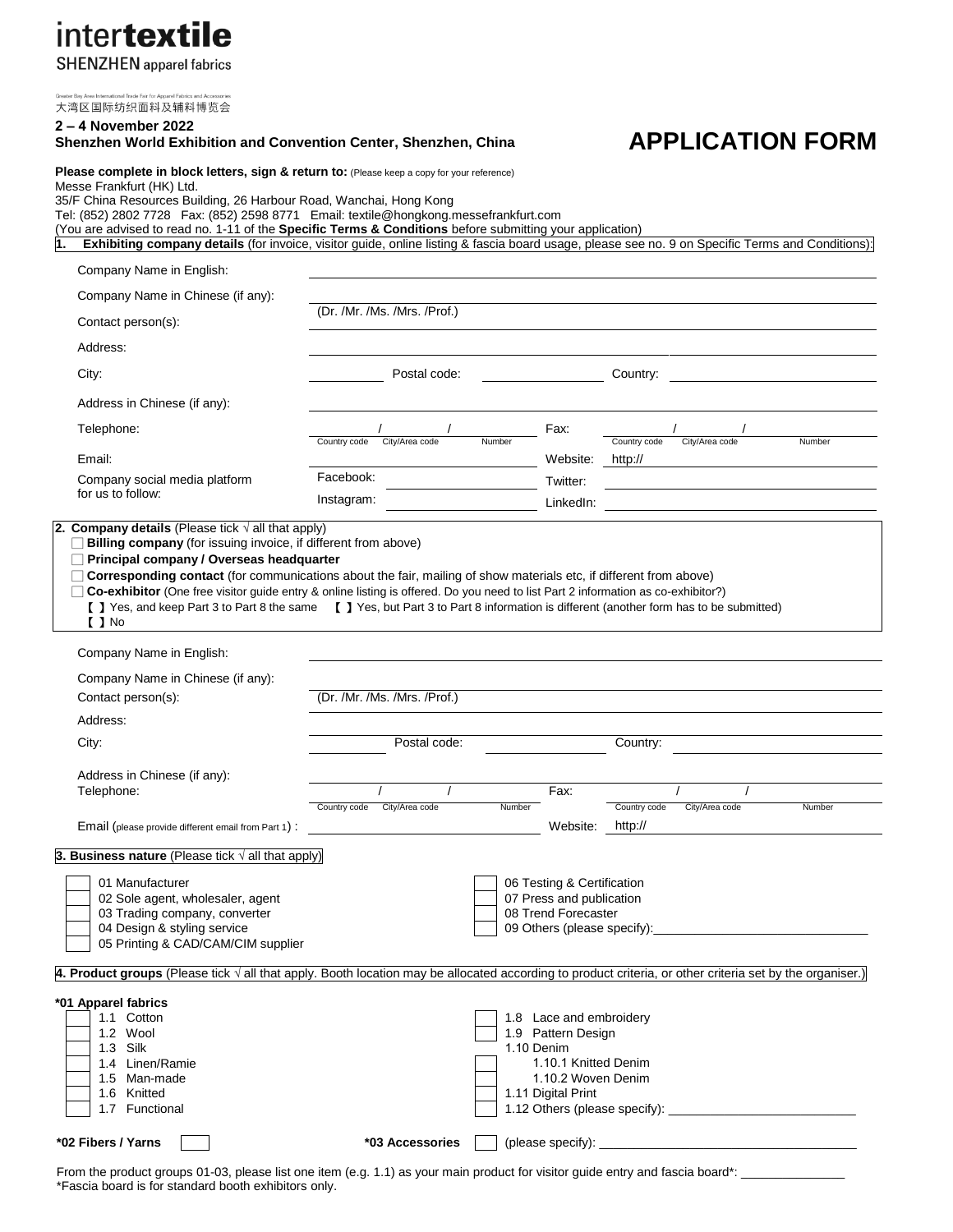# intertextile

**SHENZHEN** apparel fabrics

Greater Bay Area International Trade Fair for Apparel Fabrics and Accessories
大湾区国际纺织面料及辅料博览会

**2 – 4 November 2022**
**Shenzhen World Exhibition and Convention Center, Shenzhen, China**

# APPLICATION FORM

**Please complete in block letters, sign & return to:** (Please keep a copy for your reference)
Messe Frankfurt (HK) Ltd.
35/F China Resources Building, 26 Harbour Road, Wanchai, Hong Kong
Tel: (852) 2802 7728 Fax: (852) 2598 8771 Email: textile@hongkong.messefrankfurt.com
(You are advised to read no. 1-11 of the **Specific Terms & Conditions** before submitting your application)

**1. Exhibiting company details** (for invoice, visitor guide, online listing & fascia board usage, please see no. 9 on Specific Terms and Conditions):

Company Name in English: ______________________

Company Name in Chinese (if any): ______________________

Contact person(s): (Dr. /Mr. /Ms. /Mrs. /Prof.) ______________________

Address: ______________________

City: __________ Postal code: __________ Country: __________

Address in Chinese (if any): ______________________

Telephone: ____ / ____ / ____ (Country code / City/Area code / Number) Fax: ____ / ____ / ____ (Country code / City/Area code / Number)

Email: __________ Website: http:// __________

Company social media platform for us to follow: Facebook: __________ Twitter: __________ Instagram: __________ LinkedIn: __________

**2. Company details** (Please tick √ all that apply)

- ☐ **Billing company** (for issuing invoice, if different from above)
- ☐ **Principal company / Overseas headquarter**
- ☐ **Corresponding contact** (for communications about the fair, mailing of show materials etc, if different from above)
- ☐ **Co-exhibitor** (One free visitor guide entry & online listing is offered. Do you need to list Part 2 information as co-exhibitor?)

【 】Yes, and keep Part 3 to Part 8 the same 【 】Yes, but Part 3 to Part 8 information is different (another form has to be submitted)
【 】No

Company Name in English: ______________________

Company Name in Chinese (if any): ______________________

Contact person(s): (Dr. /Mr. /Ms. /Mrs. /Prof.) ______________________

Address: ______________________

City: __________ Postal code: __________ Country: __________

Address in Chinese (if any): ______________________

Telephone: ____ / ____ / ____ (Country code / City/Area code / Number) Fax: ____ / ____ / ____ (Country code / City/Area code / Number)

Email (please provide different email from Part 1) : __________ Website: http:// __________

**3. Business nature** (Please tick √ all that apply)

- ☐ 01 Manufacturer
- ☐ 02 Sole agent, wholesaler, agent
- ☐ 03 Trading company, converter
- ☐ 04 Design & styling service
- ☐ 05 Printing & CAD/CAM/CIM supplier
- ☐ 06 Testing & Certification
- ☐ 07 Press and publication
- ☐ 08 Trend Forecaster
- ☐ 09 Others (please specify): __________

**4. Product groups** (Please tick √ all that apply. Booth location may be allocated according to product criteria, or other criteria set by the organiser.)

**\*01 Apparel fabrics**

- ☐ 1.1 Cotton
- ☐ 1.2 Wool
- ☐ 1.3 Silk
- ☐ 1.4 Linen/Ramie
- ☐ 1.5 Man-made
- ☐ 1.6 Knitted
- ☐ 1.7 Functional
- ☐ 1.8 Lace and embroidery
- ☐ 1.9 Pattern Design
- 1.10 Denim
  - ☐ 1.10.1 Knitted Denim
  - ☐ 1.10.2 Woven Denim
- ☐ 1.11 Digital Print
- ☐ 1.12 Others (please specify): __________

**\*02 Fibers / Yarns** ☐ **\*03 Accessories** ☐ (please specify): __________

From the product groups 01-03, please list one item (e.g. 1.1) as your main product for visitor guide entry and fascia board\*: __________
\*Fascia board is for standard booth exhibitors only.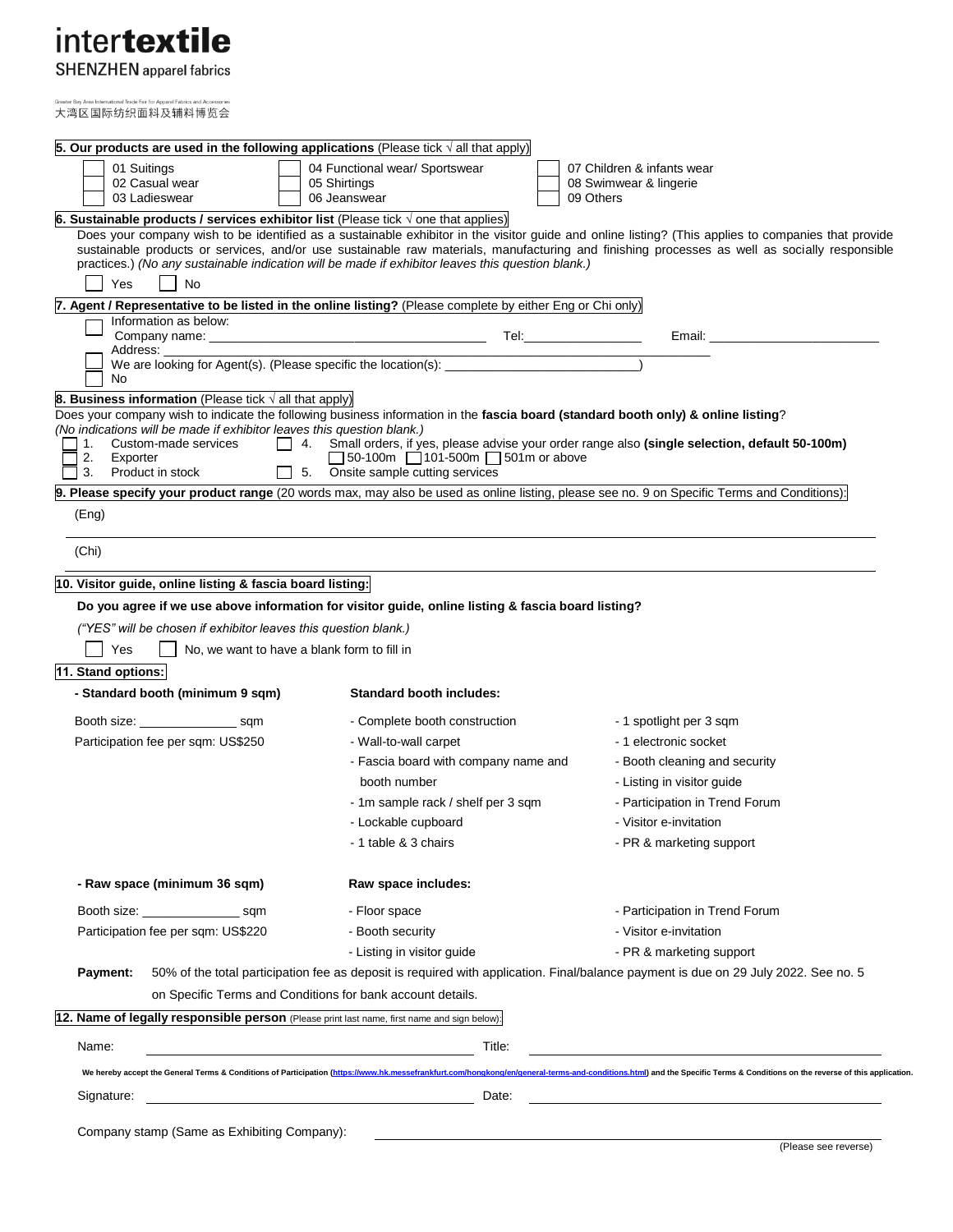# intertextile

SHENZHEN apparel fabrics

Greater Bay Area International Trade Fair for Apparel Fabrics and Accessories
大湾区国际纺织面料及辅料博览会

**5. Our products are used in the following applications** (Please tick √ all that apply)

- ☐ 01 Suitings
- ☐ 02 Casual wear
- ☐ 03 Ladieswear
- ☐ 04 Functional wear/ Sportswear
- ☐ 05 Shirtings
- ☐ 06 Jeanswear
- ☐ 07 Children & infants wear
- ☐ 08 Swimwear & lingerie
- ☐ 09 Others

**6. Sustainable products / services exhibitor list** (Please tick √ one that applies)

Does your company wish to be identified as a sustainable exhibitor in the visitor guide and online listing? (This applies to companies that provide sustainable products or services, and/or use sustainable raw materials, manufacturing and finishing processes as well as socially responsible practices.) *(No any sustainable indication will be made if exhibitor leaves this question blank.)*

☐ Yes ☐ No

**7. Agent / Representative to be listed in the online listing?** (Please complete by either Eng or Chi only)

- ☐ Information as below:
  Company name: ______________________ Tel: ______________ Email: ______________________
  Address: ______________________________________________
- ☐ We are looking for Agent(s). (Please specific the location(s): ______________________)
- ☐ No

**8. Business information** (Please tick √ all that apply)

Does your company wish to indicate the following business information in the **fascia board (standard booth only) & online listing**?
*(No indications will be made if exhibitor leaves this question blank.)*

- ☐ 1. Custom-made services
- ☐ 2. Exporter
- ☐ 3. Product in stock
- ☐ 4. Small orders, if yes, please advise your order range also **(single selection, default 50-100m)**
  ☐ 50-100m ☐ 101-500m ☐ 501m or above
- ☐ 5. Onsite sample cutting services

**9. Please specify your product range** (20 words max, may also be used as online listing, please see no. 9 on Specific Terms and Conditions):

(Eng) ______________________________________________

(Chi) ______________________________________________

**10. Visitor guide, online listing & fascia board listing:**

**Do you agree if we use above information for visitor guide, online listing & fascia board listing?**

*("YES" will be chosen if exhibitor leaves this question blank.)*

☐ Yes ☐ No, we want to have a blank form to fill in

**11. Stand options:**

**- Standard booth (minimum 9 sqm)**

Booth size: ______________ sqm

Participation fee per sqm: US$250

**Standard booth includes:**

- Complete booth construction
- Wall-to-wall carpet
- Fascia board with company name and booth number
- 1m sample rack / shelf per 3 sqm
- Lockable cupboard
- 1 table & 3 chairs
- 1 spotlight per 3 sqm
- 1 electronic socket
- Booth cleaning and security
- Listing in visitor guide
- Participation in Trend Forum
- Visitor e-invitation
- PR & marketing support

**- Raw space (minimum 36 sqm)**

Booth size: ______________ sqm

Participation fee per sqm: US$220

**Raw space includes:**

- Floor space
- Booth security
- Listing in visitor guide
- Participation in Trend Forum
- Visitor e-invitation
- PR & marketing support

**Payment:** 50% of the total participation fee as deposit is required with application. Final/balance payment is due on 29 July 2022. See no. 5 on Specific Terms and Conditions for bank account details.

**12. Name of legally responsible person** (Please print last name, first name and sign below):

Name: ______________________ Title: ______________________

**We hereby accept the General Terms & Conditions of Participation (https://www.hk.messefrankfurt.com/hongkong/en/general-terms-and-conditions.html) and the Specific Terms & Conditions on the reverse of this application.**

Signature: ______________________ Date: ______________________

Company stamp (Same as Exhibiting Company): ______________________

(Please see reverse)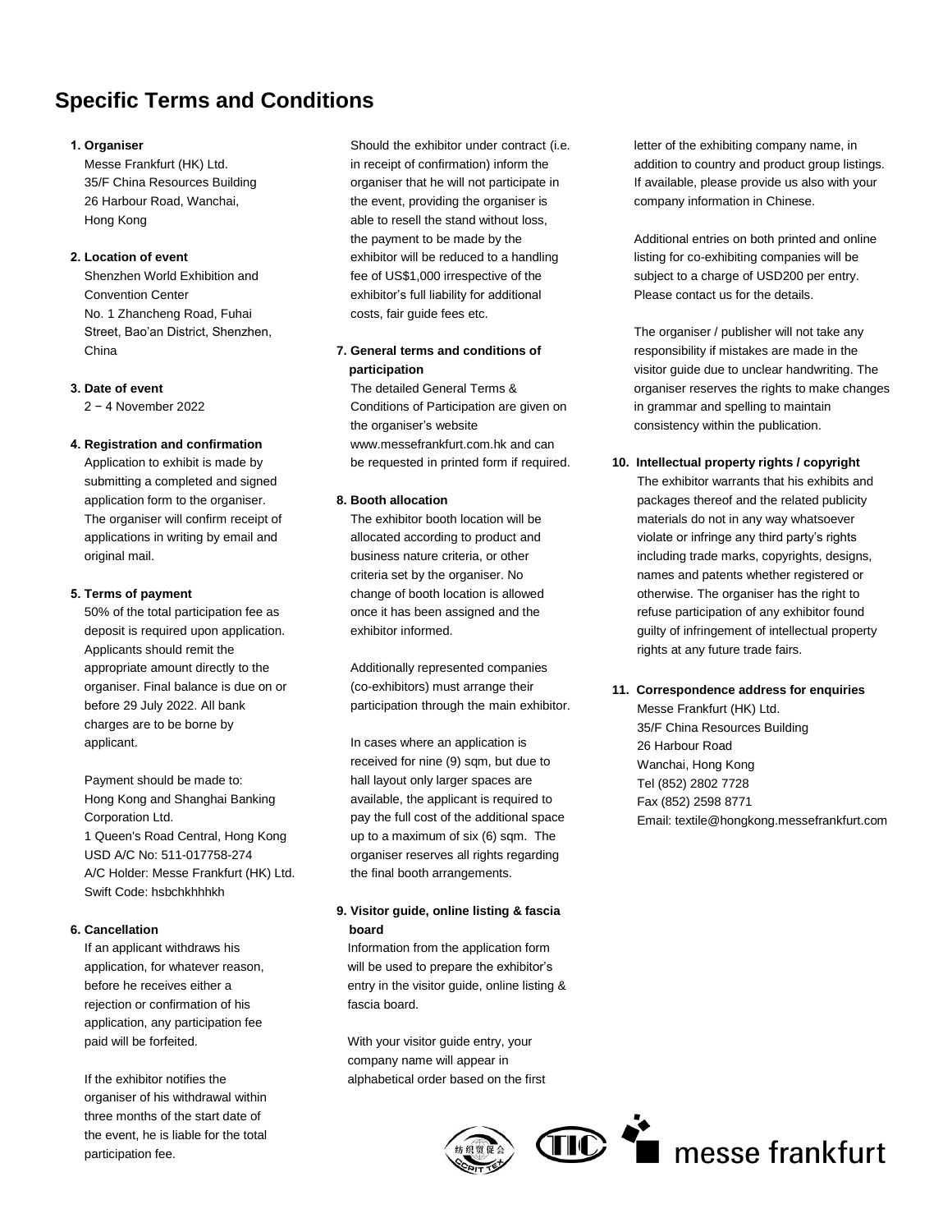# Specific Terms and Conditions

**1. Organiser**

Messe Frankfurt (HK) Ltd.
35/F China Resources Building
26 Harbour Road, Wanchai,
Hong Kong

**2. Location of event**

Shenzhen World Exhibition and Convention Center
No. 1 Zhancheng Road, Fuhai Street, Bao'an District, Shenzhen, China

**3. Date of event**

2 − 4 November 2022

**4. Registration and confirmation**

Application to exhibit is made by submitting a completed and signed application form to the organiser. The organiser will confirm receipt of applications in writing by email and original mail.

**5. Terms of payment**

50% of the total participation fee as deposit is required upon application. Applicants should remit the appropriate amount directly to the organiser. Final balance is due on or before 29 July 2022. All bank charges are to be borne by applicant.

Payment should be made to:
Hong Kong and Shanghai Banking Corporation Ltd.
1 Queen's Road Central, Hong Kong
USD A/C No: 511-017758-274
A/C Holder: Messe Frankfurt (HK) Ltd.
Swift Code: hsbchkhhhkh

**6. Cancellation**

If an applicant withdraws his application, for whatever reason, before he receives either a rejection or confirmation of his application, any participation fee paid will be forfeited.

If the exhibitor notifies the organiser of his withdrawal within three months of the start date of the event, he is liable for the total participation fee.

Should the exhibitor under contract (i.e. in receipt of confirmation) inform the organiser that he will not participate in the event, providing the organiser is able to resell the stand without loss, the payment to be made by the exhibitor will be reduced to a handling fee of US$1,000 irrespective of the exhibitor's full liability for additional costs, fair guide fees etc.

**7. General terms and conditions of participation**

The detailed General Terms & Conditions of Participation are given on the organiser's website www.messefrankfurt.com.hk and can be requested in printed form if required.

**8. Booth allocation**

The exhibitor booth location will be allocated according to product and business nature criteria, or other criteria set by the organiser. No change of booth location is allowed once it has been assigned and the exhibitor informed.

Additionally represented companies (co-exhibitors) must arrange their participation through the main exhibitor.

In cases where an application is received for nine (9) sqm, but due to hall layout only larger spaces are available, the applicant is required to pay the full cost of the additional space up to a maximum of six (6) sqm. The organiser reserves all rights regarding the final booth arrangements.

**9. Visitor guide, online listing & fascia board**

Information from the application form will be used to prepare the exhibitor's entry in the visitor guide, online listing & fascia board.

With your visitor guide entry, your company name will appear in alphabetical order based on the first letter of the exhibiting company name, in addition to country and product group listings. If available, please provide us also with your company information in Chinese.

Additional entries on both printed and online listing for co-exhibiting companies will be subject to a charge of USD200 per entry. Please contact us for the details.

The organiser / publisher will not take any responsibility if mistakes are made in the visitor guide due to unclear handwriting. The organiser reserves the rights to make changes in grammar and spelling to maintain consistency within the publication.

**10. Intellectual property rights / copyright**

The exhibitor warrants that his exhibits and packages thereof and the related publicity materials do not in any way whatsoever violate or infringe any third party's rights including trade marks, copyrights, designs, names and patents whether registered or otherwise. The organiser has the right to refuse participation of any exhibitor found guilty of infringement of intellectual property rights at any future trade fairs.

**11. Correspondence address for enquiries**

Messe Frankfurt (HK) Ltd.
35/F China Resources Building
26 Harbour Road
Wanchai, Hong Kong
Tel (852) 2802 7728
Fax (852) 2598 8771
Email: textile@hongkong.messefrankfurt.com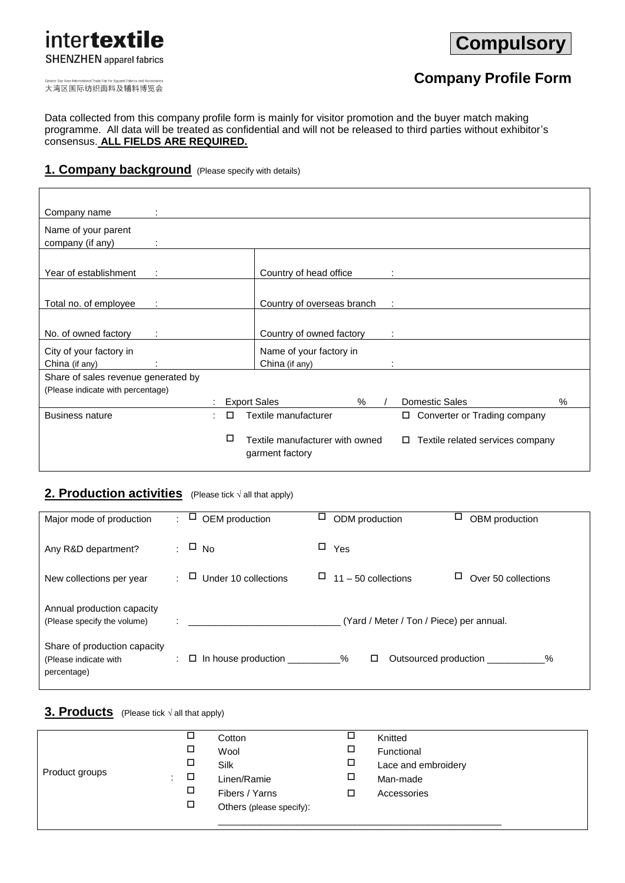**intertextile**
**SHENZHEN** apparel fabrics

Greater Bay Area International Trade Fair for Apparel Fabrics and Accessories
大湾区国际纺织面料及辅料博览会

**Compulsory**

## Company Profile Form

Data collected from this company profile form is mainly for visitor promotion and the buyer match making programme. All data will be treated as confidential and will not be released to third parties without exhibitor's consensus. **ALL FIELDS ARE REQUIRED.**

## 1. Company background (Please specify with details)

| | | | |
|---|---|---|---|
| Company name : | | | |
| Name of your parent company (if any) : | | | |
| Year of establishment : | | Country of head office : | |
| Total no. of employee : | | Country of overseas branch : | |
| No. of owned factory : | | Country of owned factory : | |
| City of your factory in China (if any) : | | Name of your factory in China (if any) : | |
| Share of sales revenue generated by (Please indicate with percentage) : | Export Sales % | / | Domestic Sales % |
| Business nature : | ☐ Textile manufacturer | | ☐ Converter or Trading company |
| | ☐ Textile manufacturer with owned garment factory | | ☐ Textile related services company |

## 2. Production activities (Please tick √ all that apply)

| | | | |
|---|---|---|---|
| Major mode of production : | ☐ OEM production | ☐ ODM production | ☐ OBM production |
| Any R&D department? : | ☐ No | ☐ Yes | |
| New collections per year : | ☐ Under 10 collections | ☐ 11 – 50 collections | ☐ Over 50 collections |
| Annual production capacity (Please specify the volume) : | ____________________________ (Yard / Meter / Ton / Piece) per annual. | | |
| Share of production capacity (Please indicate with percentage) : | ☐ In house production __________% | ☐ Outsourced production ___________% | |

## 3. Products (Please tick √ all that apply)

| | | |
|---|---|---|
| Product groups : | ☐ Cotton | ☐ Knitted |
| | ☐ Wool | ☐ Functional |
| | ☐ Silk | ☐ Lace and embroidery |
| | ☐ Linen/Ramie | ☐ Man-made |
| | ☐ Fibers / Yarns | ☐ Accessories |
| | ☐ Others (please specify): _______________________________________________________ | |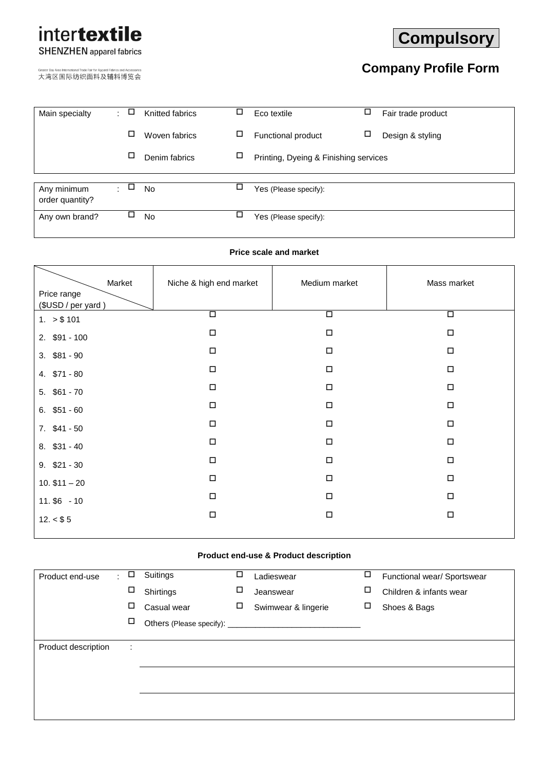intertextile
SHENZHEN apparel fabrics

Greater Bay Area International Trade Fair for Apparel Fabrics and Accessories
大湾区国际纺织面料及辅料博览会

**Compulsory**

## Company Profile Form

| | | | |
|---|---|---|---|
| Main specialty : | ☐ Knitted fabrics | ☐ Eco textile | ☐ Fair trade product |
| | ☐ Woven fabrics | ☐ Functional product | ☐ Design & styling |
| | ☐ Denim fabrics | ☐ Printing, Dyeing & Finishing services | |

| | | |
|---|---|---|
| Any minimum order quantity? : | ☐ No | ☐ Yes (Please specify): |
| Any own brand? | ☐ No | ☐ Yes (Please specify): |

**Price scale and market**

| Price range ($USD / per yard ) \ Market | Niche & high end market | Medium market | Mass market |
|---|---|---|---|
| 1. > $ 101 | ☐ | ☐ | ☐ |
| 2. $91 - 100 | ☐ | ☐ | ☐ |
| 3. $81 - 90 | ☐ | ☐ | ☐ |
| 4. $71 - 80 | ☐ | ☐ | ☐ |
| 5. $61 - 70 | ☐ | ☐ | ☐ |
| 6. $51 - 60 | ☐ | ☐ | ☐ |
| 7. $41 - 50 | ☐ | ☐ | ☐ |
| 8. $31 - 40 | ☐ | ☐ | ☐ |
| 9. $21 - 30 | ☐ | ☐ | ☐ |
| 10. $11 – 20 | ☐ | ☐ | ☐ |
| 11. $6 - 10 | ☐ | ☐ | ☐ |
| 12. < $ 5 | ☐ | ☐ | ☐ |

**Product end-use & Product description**

| | | | |
|---|---|---|---|
| Product end-use : | ☐ Suitings | ☐ Ladieswear | ☐ Functional wear/ Sportswear |
| | ☐ Shirtings | ☐ Jeanswear | ☐ Children & infants wear |
| | ☐ Casual wear | ☐ Swimwear & lingerie | ☐ Shoes & Bags |
| | ☐ Others (Please specify): _____________________________ | | |

Product description :

_____________________________________________

_____________________________________________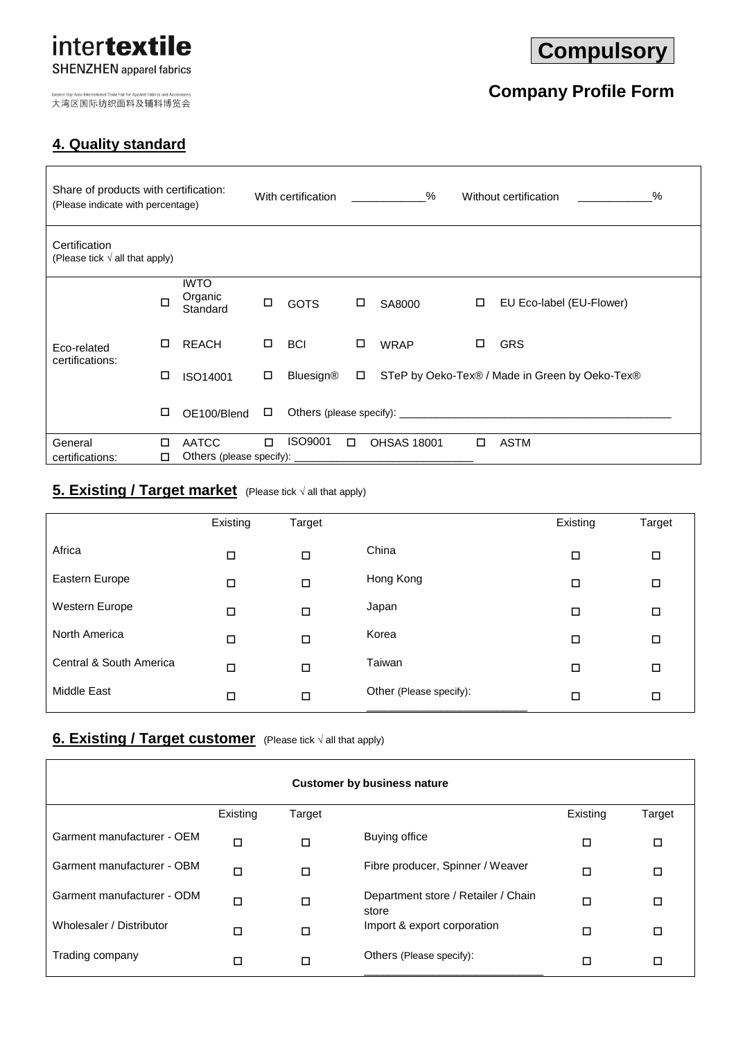**Compulsory**

## Company Profile Form

### 4. Quality standard

| Share of products with certification: (Please indicate with percentage) | With certification ___________% | Without certification ___________% |
|---|---|---|

Certification (Please tick √ all that apply)

| | | | | |
|---|---|---|---|---|
| Eco-related certifications: | ☐ IWTO Organic Standard | ☐ GOTS | ☐ SA8000 | ☐ EU Eco-label (EU-Flower) |
| | ☐ REACH | ☐ BCI | ☐ WRAP | ☐ GRS |
| | ☐ ISO14001 | ☐ Bluesign® | ☐ STeP by Oeko-Tex® / Made in Green by Oeko-Tex® | |
| | ☐ OE100/Blend | ☐ Others (please specify): ___________ | | |
| General certifications: | ☐ AATCC | ☐ ISO9001 | ☐ OHSAS 18001 | ☐ ASTM |
| | ☐ Others (please specify): ___________ | | | |

### 5. Existing / Target market (Please tick √ all that apply)

| | Existing | Target | | Existing | Target |
|---|---|---|---|---|---|
| Africa | ☐ | ☐ | China | ☐ | ☐ |
| Eastern Europe | ☐ | ☐ | Hong Kong | ☐ | ☐ |
| Western Europe | ☐ | ☐ | Japan | ☐ | ☐ |
| North America | ☐ | ☐ | Korea | ☐ | ☐ |
| Central & South America | ☐ | ☐ | Taiwan | ☐ | ☐ |
| Middle East | ☐ | ☐ | Other (Please specify): ___________ | ☐ | ☐ |

### 6. Existing / Target customer (Please tick √ all that apply)

**Customer by business nature**

| | Existing | Target | | Existing | Target |
|---|---|---|---|---|---|
| Garment manufacturer - OEM | ☐ | ☐ | Buying office | ☐ | ☐ |
| Garment manufacturer - OBM | ☐ | ☐ | Fibre producer, Spinner / Weaver | ☐ | ☐ |
| Garment manufacturer - ODM | ☐ | ☐ | Department store / Retailer / Chain store | ☐ | ☐ |
| Wholesaler / Distributor | ☐ | ☐ | Import & export corporation | ☐ | ☐ |
| Trading company | ☐ | ☐ | Others (Please specify): ___________ | ☐ | ☐ |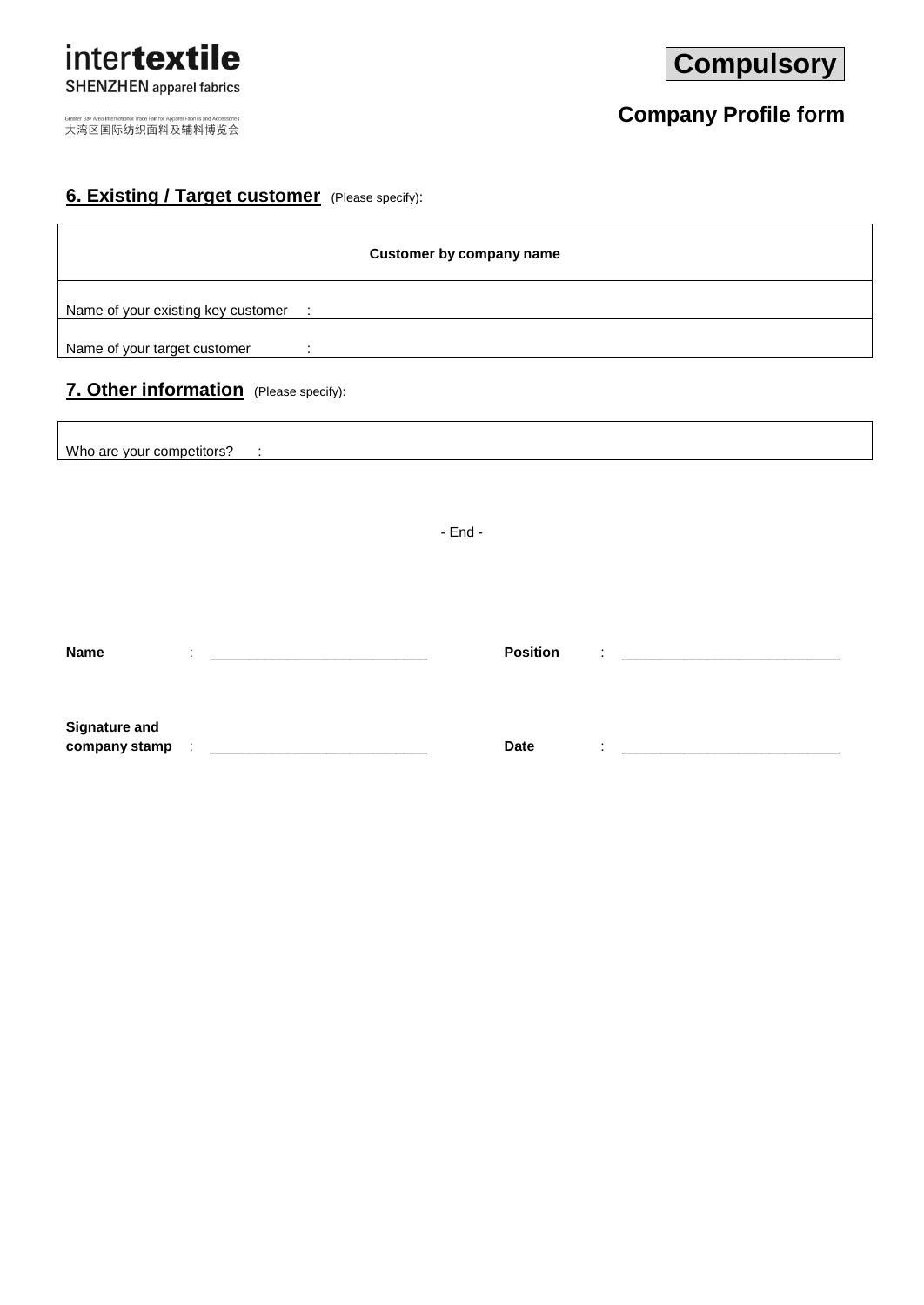intertextile
SHENZHEN apparel fabrics

Greater Bay Area International Trade Fair for Apparel Fabrics and Accessories
大湾区国际纺织面料及辅料博览会

**Compulsory**

**Company Profile form**

## 6. Existing / Target customer (Please specify):

| Customer by company name |
|---|
| Name of your existing key customer : |
| Name of your target customer : |

## 7. Other information (Please specify):

| |
|---|
| Who are your competitors? : |

- End -

**Name** : ____________________________ **Position** : ____________________________

**Signature and company stamp** : ____________________________ **Date** : ____________________________